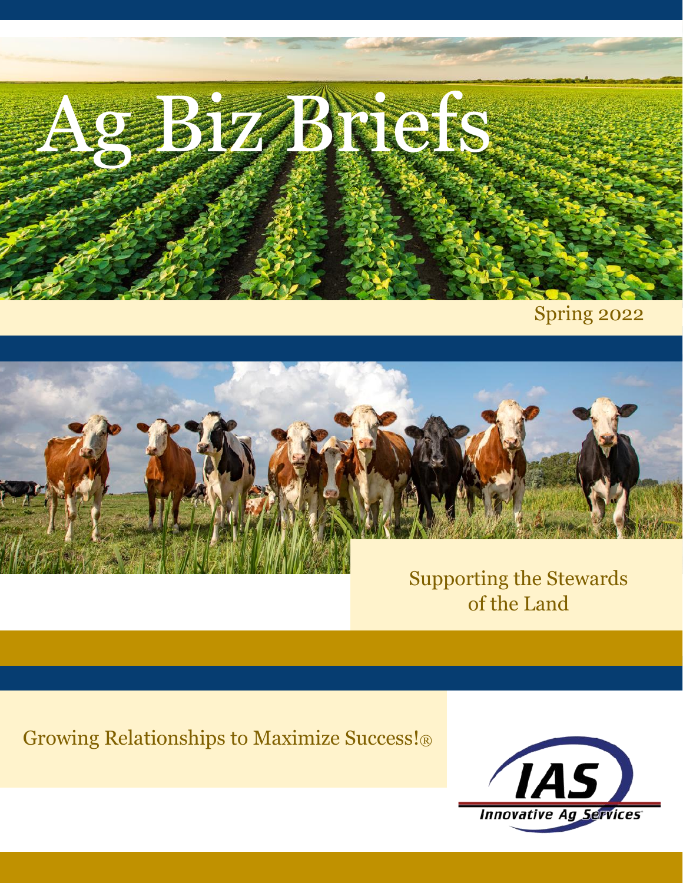# Ag Biz Briefs

Spring 2022

Supporting the Stewards of the Land

Growing Relationships to Maximize Success!®

IAS

Innovative Ag Services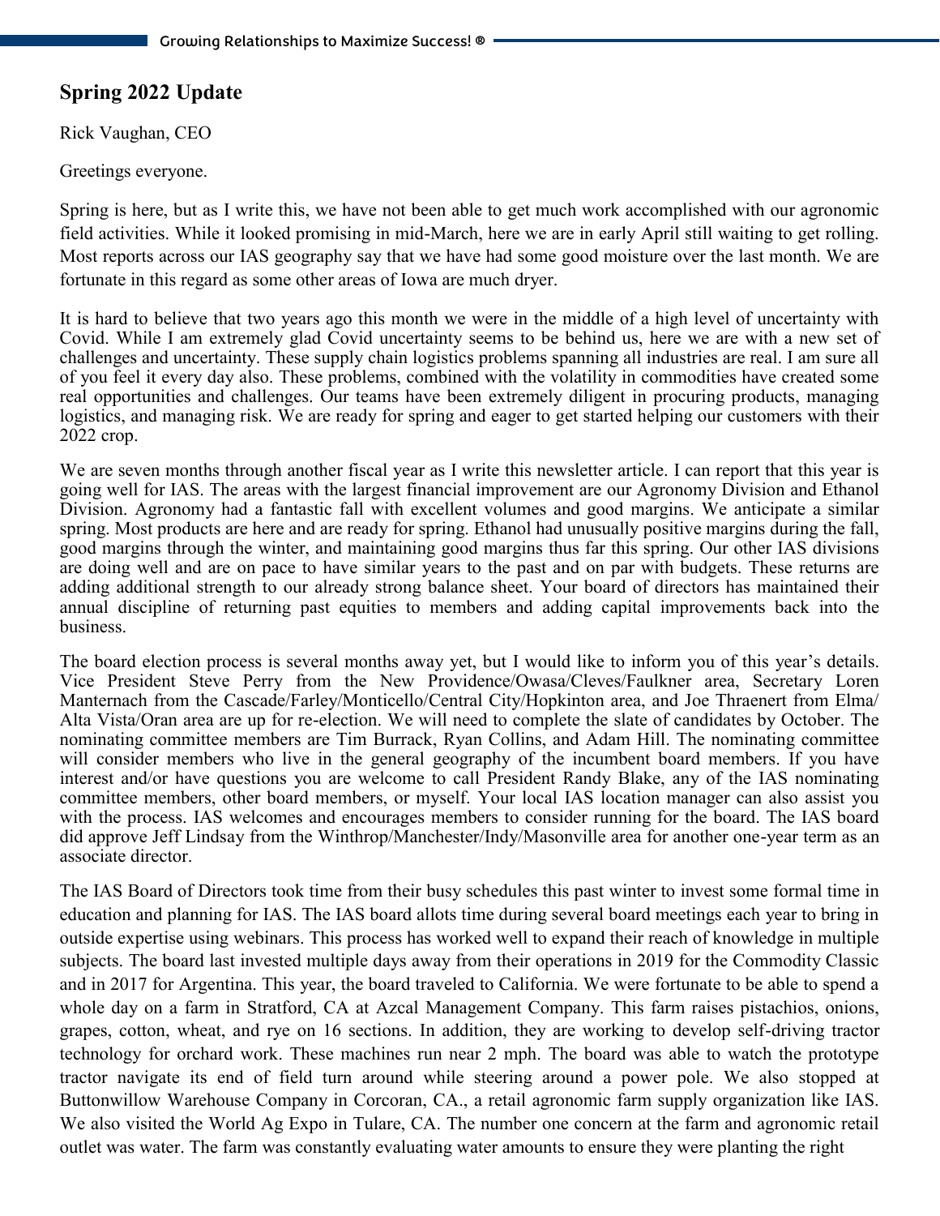## Spring 2022 Update

Rick Vaughan, CEO

Greetings everyone.

Spring is here, but as I write this, we have not been able to get much work accomplished with our agronomic field activities. While it looked promising in mid-March, here we are in early April still waiting to get rolling. Most reports across our IAS geography say that we have had some good moisture over the last month. We are fortunate in this regard as some other areas of Iowa are much dryer.

It is hard to believe that two years ago this month we were in the middle of a high level of uncertainty with Covid. While I am extremely glad Covid uncertainty seems to be behind us, here we are with a new set of challenges and uncertainty. These supply chain logistics problems spanning all industries are real. I am sure all of you feel it every day also. These problems, combined with the volatility in commodities have created some real opportunities and challenges. Our teams have been extremely diligent in procuring products, managing logistics, and managing risk. We are ready for spring and eager to get started helping our customers with their 2022 crop.

We are seven months through another fiscal year as I write this newsletter article. I can report that this year is going well for IAS. The areas with the largest financial improvement are our Agronomy Division and Ethanol Division. Agronomy had a fantastic fall with excellent volumes and good margins. We anticipate a similar spring. Most products are here and are ready for spring. Ethanol had unusually positive margins during the fall, good margins through the winter, and maintaining good margins thus far this spring. Our other IAS divisions are doing well and are on pace to have similar years to the past and on par with budgets. These returns are adding additional strength to our already strong balance sheet. Your board of directors has maintained their annual discipline of returning past equities to members and adding capital improvements back into the business.

The board election process is several months away yet, but I would like to inform you of this year's details. Vice President Steve Perry from the New Providence/Owasa/Cleves/Faulkner area, Secretary Loren Manternach from the Cascade/Farley/Monticello/Central City/Hopkinton area, and Joe Thraenert from Elma/Alta Vista/Oran area are up for re-election. We will need to complete the slate of candidates by October. The nominating committee members are Tim Burrack, Ryan Collins, and Adam Hill. The nominating committee will consider members who live in the general geography of the incumbent board members. If you have interest and/or have questions you are welcome to call President Randy Blake, any of the IAS nominating committee members, other board members, or myself. Your local IAS location manager can also assist you with the process. IAS welcomes and encourages members to consider running for the board. The IAS board did approve Jeff Lindsay from the Winthrop/Manchester/Indy/Masonville area for another one-year term as an associate director.

The IAS Board of Directors took time from their busy schedules this past winter to invest some formal time in education and planning for IAS. The IAS board allots time during several board meetings each year to bring in outside expertise using webinars. This process has worked well to expand their reach of knowledge in multiple subjects. The board last invested multiple days away from their operations in 2019 for the Commodity Classic and in 2017 for Argentina. This year, the board traveled to California. We were fortunate to be able to spend a whole day on a farm in Stratford, CA at Azcal Management Company. This farm raises pistachios, onions, grapes, cotton, wheat, and rye on 16 sections. In addition, they are working to develop self-driving tractor technology for orchard work. These machines run near 2 mph. The board was able to watch the prototype tractor navigate its end of field turn around while steering around a power pole. We also stopped at Buttonwillow Warehouse Company in Corcoran, CA., a retail agronomic farm supply organization like IAS. We also visited the World Ag Expo in Tulare, CA. The number one concern at the farm and agronomic retail outlet was water. The farm was constantly evaluating water amounts to ensure they were planting the right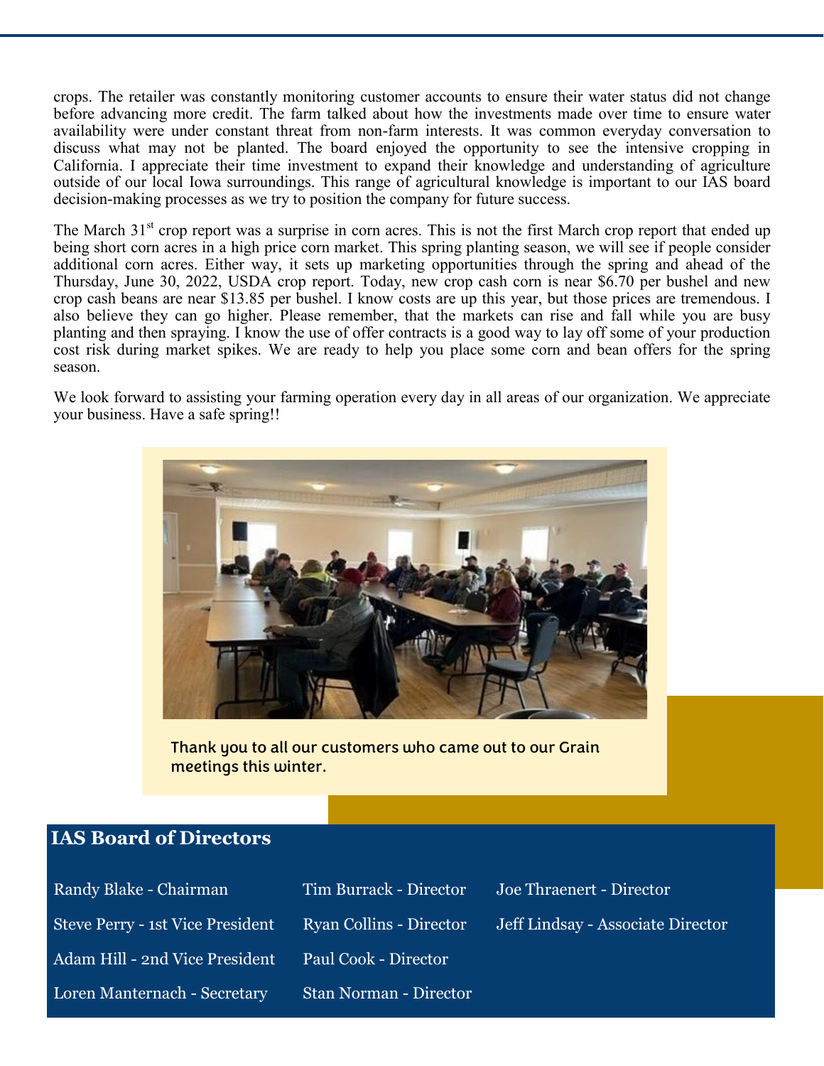crops. The retailer was constantly monitoring customer accounts to ensure their water status did not change before advancing more credit. The farm talked about how the investments made over time to ensure water availability were under constant threat from non-farm interests. It was common everyday conversation to discuss what may not be planted. The board enjoyed the opportunity to see the intensive cropping in California. I appreciate their time investment to expand their knowledge and understanding of agriculture outside of our local Iowa surroundings. This range of agricultural knowledge is important to our IAS board decision-making processes as we try to position the company for future success.

The March 31st crop report was a surprise in corn acres. This is not the first March crop report that ended up being short corn acres in a high price corn market. This spring planting season, we will see if people consider additional corn acres. Either way, it sets up marketing opportunities through the spring and ahead of the Thursday, June 30, 2022, USDA crop report. Today, new crop cash corn is near $6.70 per bushel and new crop cash beans are near $13.85 per bushel. I know costs are up this year, but those prices are tremendous. I also believe they can go higher. Please remember, that the markets can rise and fall while you are busy planting and then spraying. I know the use of offer contracts is a good way to lay off some of your production cost risk during market spikes. We are ready to help you place some corn and bean offers for the spring season.

We look forward to assisting your farming operation every day in all areas of our organization. We appreciate your business. Have a safe spring!!

**Thank you to all our customers who came out to our Grain meetings this winter.**

## IAS Board of Directors

- Randy Blake - Chairman
- Steve Perry - 1st Vice President
- Adam Hill - 2nd Vice President
- Loren Manternach - Secretary
- Tim Burrack - Director
- Ryan Collins - Director
- Paul Cook - Director
- Stan Norman - Director
- Joe Thraenert - Director
- Jeff Lindsay - Associate Director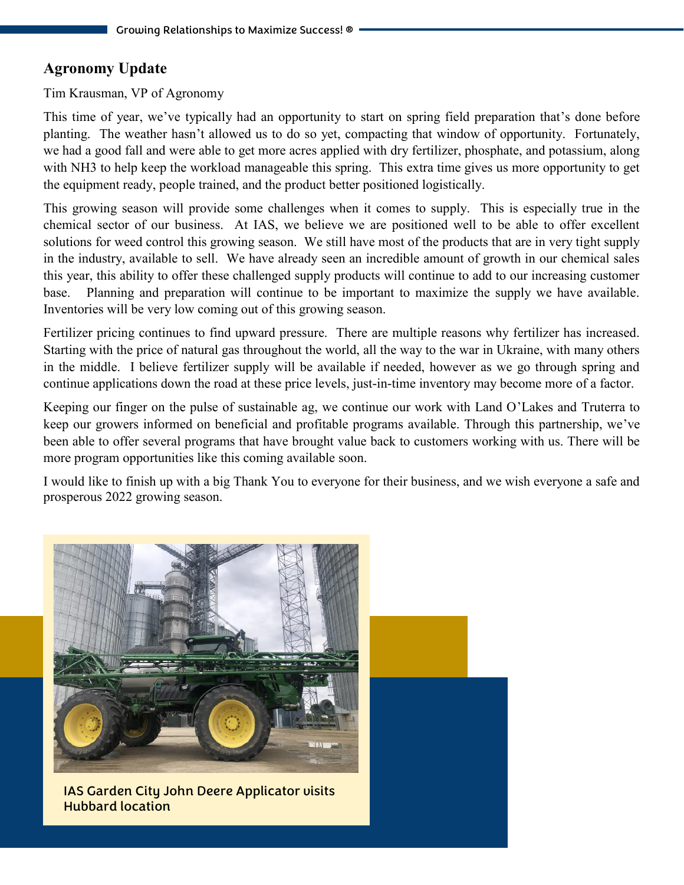## Agronomy Update

Tim Krausman, VP of Agronomy

This time of year, we've typically had an opportunity to start on spring field preparation that's done before planting. The weather hasn't allowed us to do so yet, compacting that window of opportunity. Fortunately, we had a good fall and were able to get more acres applied with dry fertilizer, phosphate, and potassium, along with NH3 to help keep the workload manageable this spring. This extra time gives us more opportunity to get the equipment ready, people trained, and the product better positioned logistically.

This growing season will provide some challenges when it comes to supply. This is especially true in the chemical sector of our business. At IAS, we believe we are positioned well to be able to offer excellent solutions for weed control this growing season. We still have most of the products that are in very tight supply in the industry, available to sell. We have already seen an incredible amount of growth in our chemical sales this year, this ability to offer these challenged supply products will continue to add to our increasing customer base. Planning and preparation will continue to be important to maximize the supply we have available. Inventories will be very low coming out of this growing season.

Fertilizer pricing continues to find upward pressure. There are multiple reasons why fertilizer has increased. Starting with the price of natural gas throughout the world, all the way to the war in Ukraine, with many others in the middle. I believe fertilizer supply will be available if needed, however as we go through spring and continue applications down the road at these price levels, just-in-time inventory may become more of a factor.

Keeping our finger on the pulse of sustainable ag, we continue our work with Land O'Lakes and Truterra to keep our growers informed on beneficial and profitable programs available. Through this partnership, we've been able to offer several programs that have brought value back to customers working with us. There will be more program opportunities like this coming available soon.

I would like to finish up with a big Thank You to everyone for their business, and we wish everyone a safe and prosperous 2022 growing season.

IAS Garden City John Deere Applicator visits Hubbard location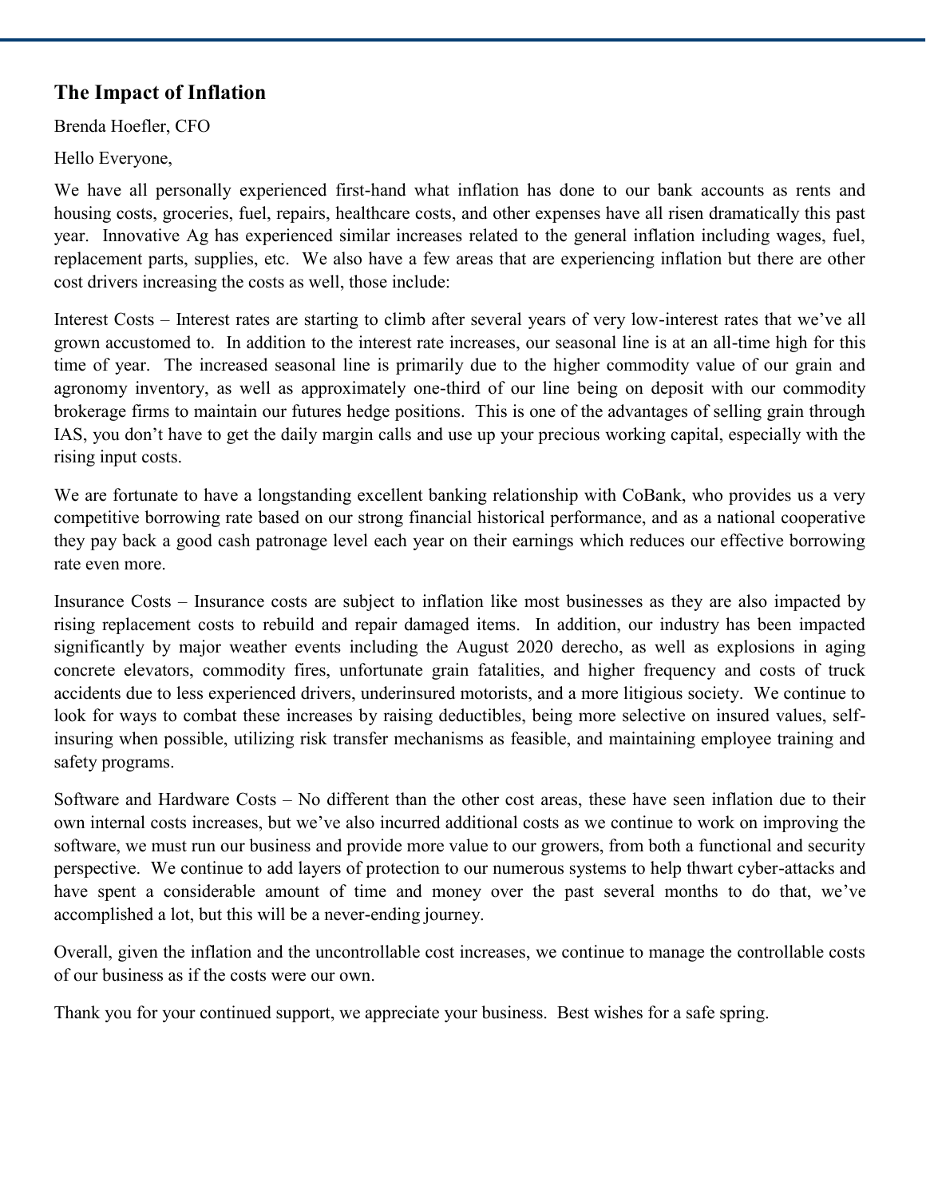## The Impact of Inflation

Brenda Hoefler, CFO

Hello Everyone,

We have all personally experienced first-hand what inflation has done to our bank accounts as rents and housing costs, groceries, fuel, repairs, healthcare costs, and other expenses have all risen dramatically this past year. Innovative Ag has experienced similar increases related to the general inflation including wages, fuel, replacement parts, supplies, etc. We also have a few areas that are experiencing inflation but there are other cost drivers increasing the costs as well, those include:

Interest Costs – Interest rates are starting to climb after several years of very low-interest rates that we've all grown accustomed to. In addition to the interest rate increases, our seasonal line is at an all-time high for this time of year. The increased seasonal line is primarily due to the higher commodity value of our grain and agronomy inventory, as well as approximately one-third of our line being on deposit with our commodity brokerage firms to maintain our futures hedge positions. This is one of the advantages of selling grain through IAS, you don't have to get the daily margin calls and use up your precious working capital, especially with the rising input costs.

We are fortunate to have a longstanding excellent banking relationship with CoBank, who provides us a very competitive borrowing rate based on our strong financial historical performance, and as a national cooperative they pay back a good cash patronage level each year on their earnings which reduces our effective borrowing rate even more.

Insurance Costs – Insurance costs are subject to inflation like most businesses as they are also impacted by rising replacement costs to rebuild and repair damaged items. In addition, our industry has been impacted significantly by major weather events including the August 2020 derecho, as well as explosions in aging concrete elevators, commodity fires, unfortunate grain fatalities, and higher frequency and costs of truck accidents due to less experienced drivers, underinsured motorists, and a more litigious society. We continue to look for ways to combat these increases by raising deductibles, being more selective on insured values, self-insuring when possible, utilizing risk transfer mechanisms as feasible, and maintaining employee training and safety programs.

Software and Hardware Costs – No different than the other cost areas, these have seen inflation due to their own internal costs increases, but we've also incurred additional costs as we continue to work on improving the software, we must run our business and provide more value to our growers, from both a functional and security perspective. We continue to add layers of protection to our numerous systems to help thwart cyber-attacks and have spent a considerable amount of time and money over the past several months to do that, we've accomplished a lot, but this will be a never-ending journey.

Overall, given the inflation and the uncontrollable cost increases, we continue to manage the controllable costs of our business as if the costs were our own.

Thank you for your continued support, we appreciate your business. Best wishes for a safe spring.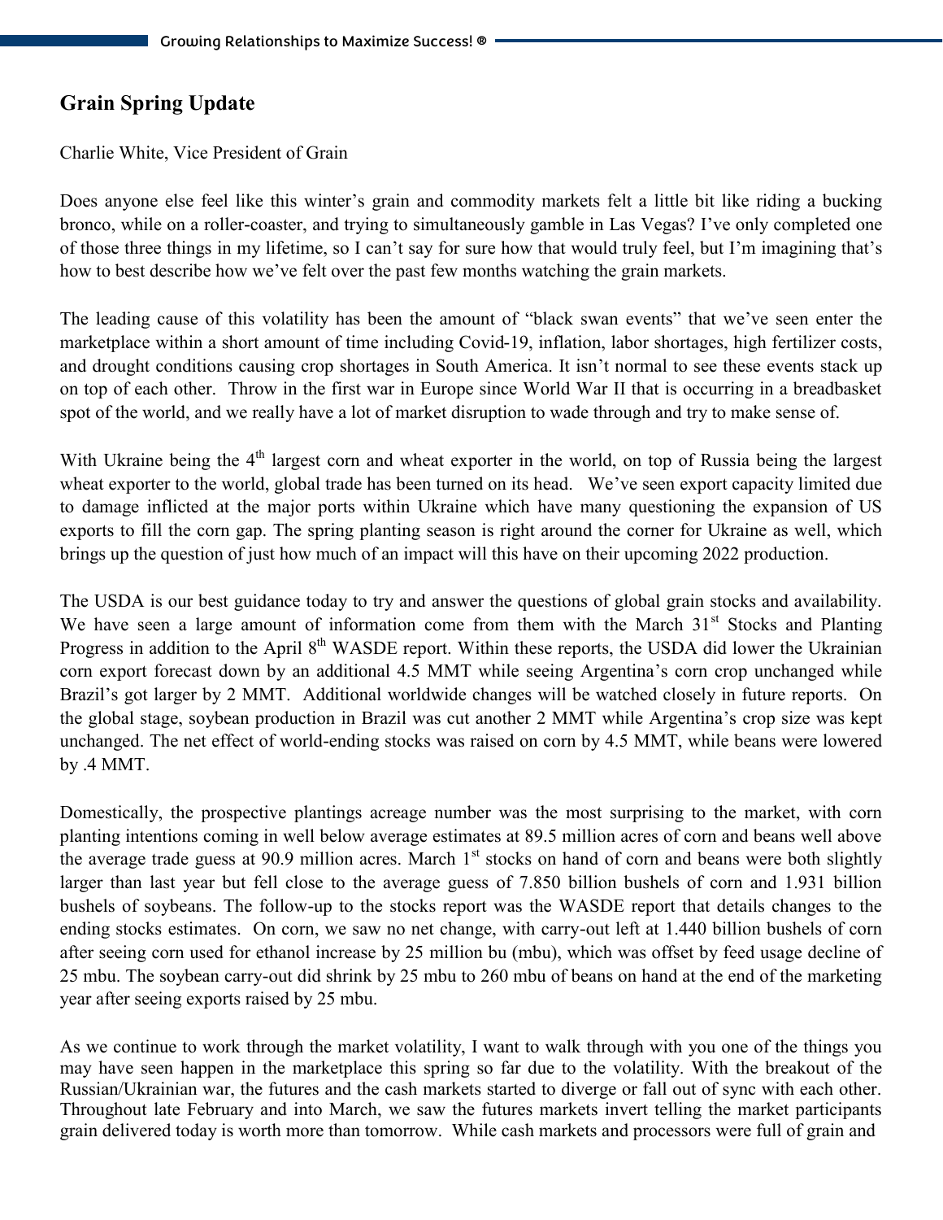## Grain Spring Update

Charlie White, Vice President of Grain

Does anyone else feel like this winter's grain and commodity markets felt a little bit like riding a bucking bronco, while on a roller-coaster, and trying to simultaneously gamble in Las Vegas? I've only completed one of those three things in my lifetime, so I can't say for sure how that would truly feel, but I'm imagining that's how to best describe how we've felt over the past few months watching the grain markets.

The leading cause of this volatility has been the amount of "black swan events" that we've seen enter the marketplace within a short amount of time including Covid-19, inflation, labor shortages, high fertilizer costs, and drought conditions causing crop shortages in South America. It isn't normal to see these events stack up on top of each other. Throw in the first war in Europe since World War II that is occurring in a breadbasket spot of the world, and we really have a lot of market disruption to wade through and try to make sense of.

With Ukraine being the 4th largest corn and wheat exporter in the world, on top of Russia being the largest wheat exporter to the world, global trade has been turned on its head. We've seen export capacity limited due to damage inflicted at the major ports within Ukraine which have many questioning the expansion of US exports to fill the corn gap. The spring planting season is right around the corner for Ukraine as well, which brings up the question of just how much of an impact will this have on their upcoming 2022 production.

The USDA is our best guidance today to try and answer the questions of global grain stocks and availability. We have seen a large amount of information come from them with the March 31st Stocks and Planting Progress in addition to the April 8th WASDE report. Within these reports, the USDA did lower the Ukrainian corn export forecast down by an additional 4.5 MMT while seeing Argentina's corn crop unchanged while Brazil's got larger by 2 MMT. Additional worldwide changes will be watched closely in future reports. On the global stage, soybean production in Brazil was cut another 2 MMT while Argentina's crop size was kept unchanged. The net effect of world-ending stocks was raised on corn by 4.5 MMT, while beans were lowered by .4 MMT.

Domestically, the prospective plantings acreage number was the most surprising to the market, with corn planting intentions coming in well below average estimates at 89.5 million acres of corn and beans well above the average trade guess at 90.9 million acres. March 1st stocks on hand of corn and beans were both slightly larger than last year but fell close to the average guess of 7.850 billion bushels of corn and 1.931 billion bushels of soybeans. The follow-up to the stocks report was the WASDE report that details changes to the ending stocks estimates. On corn, we saw no net change, with carry-out left at 1.440 billion bushels of corn after seeing corn used for ethanol increase by 25 million bu (mbu), which was offset by feed usage decline of 25 mbu. The soybean carry-out did shrink by 25 mbu to 260 mbu of beans on hand at the end of the marketing year after seeing exports raised by 25 mbu.

As we continue to work through the market volatility, I want to walk through with you one of the things you may have seen happen in the marketplace this spring so far due to the volatility. With the breakout of the Russian/Ukrainian war, the futures and the cash markets started to diverge or fall out of sync with each other. Throughout late February and into March, we saw the futures markets invert telling the market participants grain delivered today is worth more than tomorrow. While cash markets and processors were full of grain and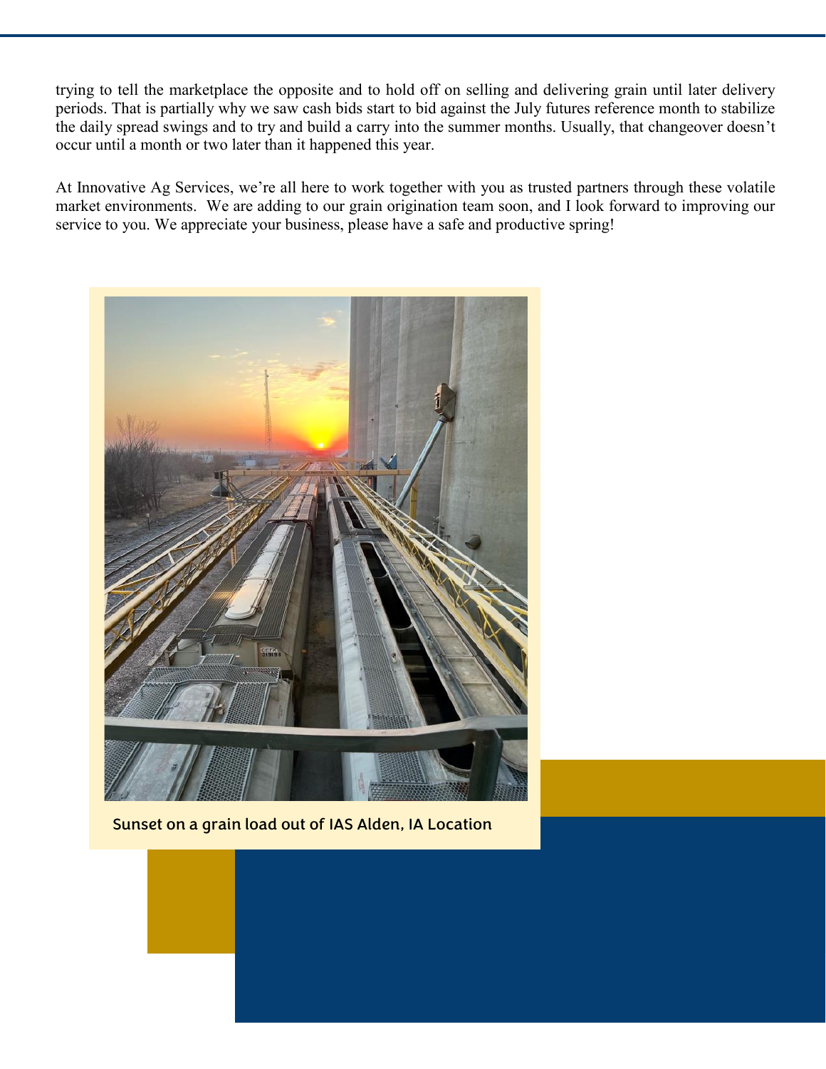trying to tell the marketplace the opposite and to hold off on selling and delivering grain until later delivery periods. That is partially why we saw cash bids start to bid against the July futures reference month to stabilize the daily spread swings and to try and build a carry into the summer months. Usually, that changeover doesn't occur until a month or two later than it happened this year.

At Innovative Ag Services, we're all here to work together with you as trusted partners through these volatile market environments. We are adding to our grain origination team soon, and I look forward to improving our service to you. We appreciate your business, please have a safe and productive spring!

Sunset on a grain load out of IAS Alden, IA Location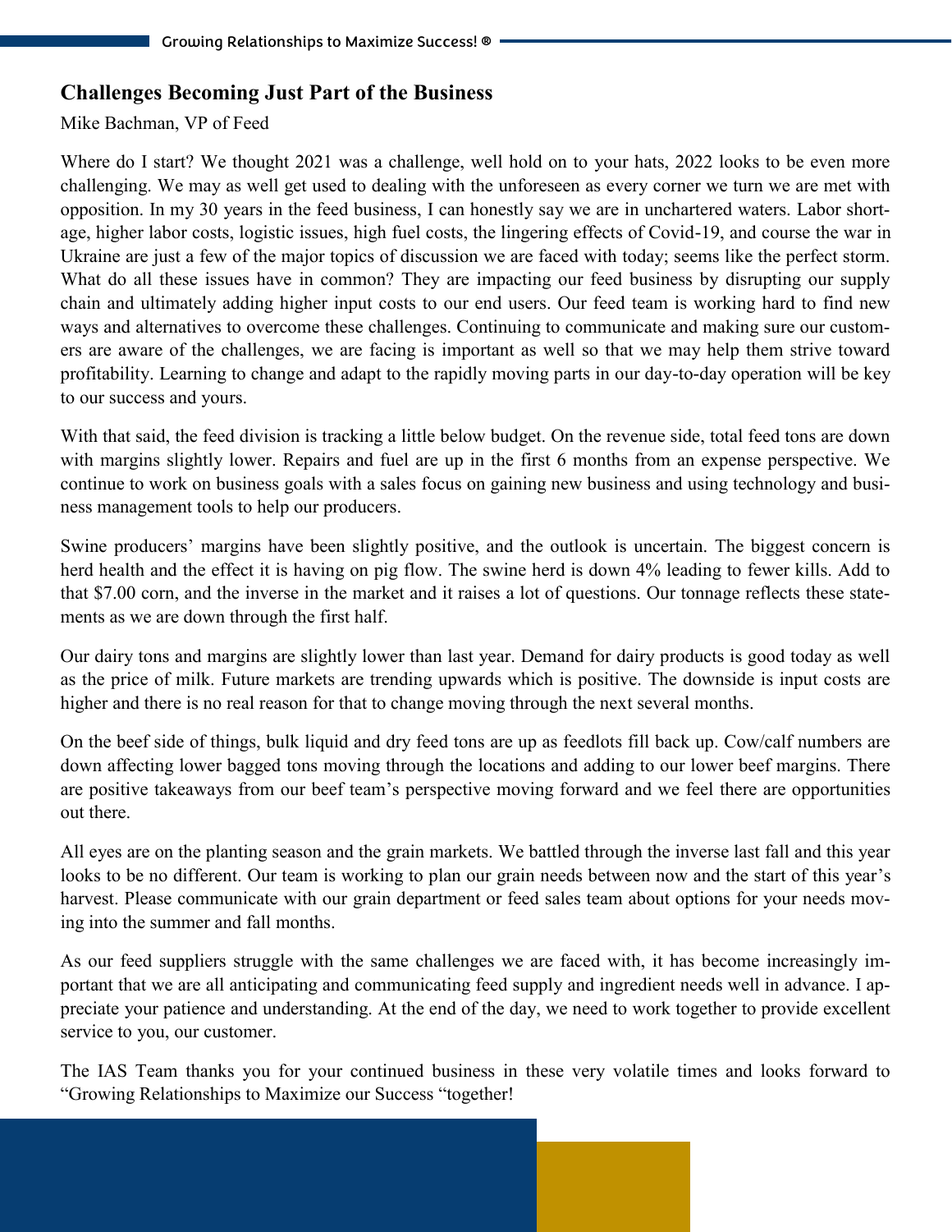## Challenges Becoming Just Part of the Business

Mike Bachman, VP of Feed

Where do I start? We thought 2021 was a challenge, well hold on to your hats, 2022 looks to be even more challenging. We may as well get used to dealing with the unforeseen as every corner we turn we are met with opposition. In my 30 years in the feed business, I can honestly say we are in unchartered waters. Labor shortage, higher labor costs, logistic issues, high fuel costs, the lingering effects of Covid-19, and course the war in Ukraine are just a few of the major topics of discussion we are faced with today; seems like the perfect storm. What do all these issues have in common? They are impacting our feed business by disrupting our supply chain and ultimately adding higher input costs to our end users. Our feed team is working hard to find new ways and alternatives to overcome these challenges. Continuing to communicate and making sure our customers are aware of the challenges, we are facing is important as well so that we may help them strive toward profitability. Learning to change and adapt to the rapidly moving parts in our day-to-day operation will be key to our success and yours.

With that said, the feed division is tracking a little below budget. On the revenue side, total feed tons are down with margins slightly lower. Repairs and fuel are up in the first 6 months from an expense perspective. We continue to work on business goals with a sales focus on gaining new business and using technology and business management tools to help our producers.

Swine producers' margins have been slightly positive, and the outlook is uncertain. The biggest concern is herd health and the effect it is having on pig flow. The swine herd is down 4% leading to fewer kills. Add to that $7.00 corn, and the inverse in the market and it raises a lot of questions. Our tonnage reflects these statements as we are down through the first half.

Our dairy tons and margins are slightly lower than last year. Demand for dairy products is good today as well as the price of milk. Future markets are trending upwards which is positive. The downside is input costs are higher and there is no real reason for that to change moving through the next several months.

On the beef side of things, bulk liquid and dry feed tons are up as feedlots fill back up. Cow/calf numbers are down affecting lower bagged tons moving through the locations and adding to our lower beef margins. There are positive takeaways from our beef team's perspective moving forward and we feel there are opportunities out there.

All eyes are on the planting season and the grain markets. We battled through the inverse last fall and this year looks to be no different. Our team is working to plan our grain needs between now and the start of this year's harvest. Please communicate with our grain department or feed sales team about options for your needs moving into the summer and fall months.

As our feed suppliers struggle with the same challenges we are faced with, it has become increasingly important that we are all anticipating and communicating feed supply and ingredient needs well in advance. I appreciate your patience and understanding. At the end of the day, we need to work together to provide excellent service to you, our customer.

The IAS Team thanks you for your continued business in these very volatile times and looks forward to "Growing Relationships to Maximize our Success "together!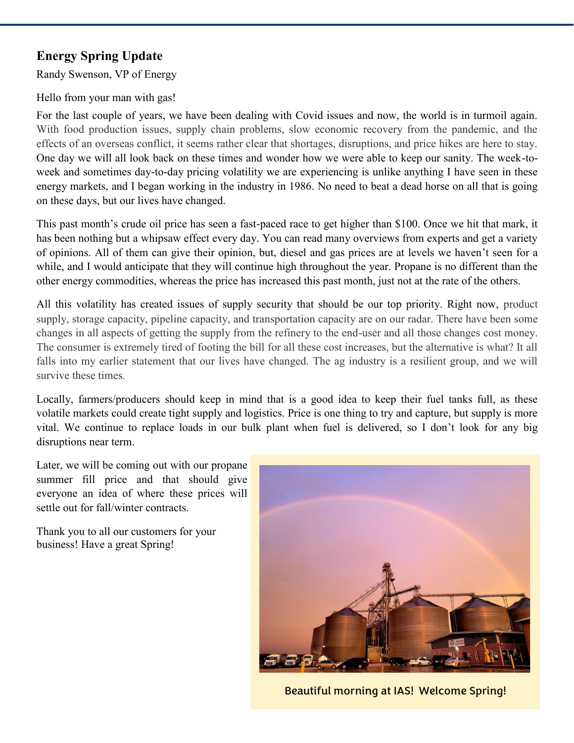## Energy Spring Update

Randy Swenson, VP of Energy

Hello from your man with gas!

For the last couple of years, we have been dealing with Covid issues and now, the world is in turmoil again. With food production issues, supply chain problems, slow economic recovery from the pandemic, and the effects of an overseas conflict, it seems rather clear that shortages, disruptions, and price hikes are here to stay. One day we will all look back on these times and wonder how we were able to keep our sanity. The week-to-week and sometimes day-to-day pricing volatility we are experiencing is unlike anything I have seen in these energy markets, and I began working in the industry in 1986. No need to beat a dead horse on all that is going on these days, but our lives have changed.

This past month's crude oil price has seen a fast-paced race to get higher than $100. Once we hit that mark, it has been nothing but a whipsaw effect every day. You can read many overviews from experts and get a variety of opinions. All of them can give their opinion, but, diesel and gas prices are at levels we haven't seen for a while, and I would anticipate that they will continue high throughout the year. Propane is no different than the other energy commodities, whereas the price has increased this past month, just not at the rate of the others.

All this volatility has created issues of supply security that should be our top priority. Right now, product supply, storage capacity, pipeline capacity, and transportation capacity are on our radar. There have been some changes in all aspects of getting the supply from the refinery to the end-user and all those changes cost money. The consumer is extremely tired of footing the bill for all these cost increases, but the alternative is what? It all falls into my earlier statement that our lives have changed. The ag industry is a resilient group, and we will survive these times.

Locally, farmers/producers should keep in mind that is a good idea to keep their fuel tanks full, as these volatile markets could create tight supply and logistics. Price is one thing to try and capture, but supply is more vital. We continue to replace loads in our bulk plant when fuel is delivered, so I don't look for any big disruptions near term.

Later, we will be coming out with our propane summer fill price and that should give everyone an idea of where these prices will settle out for fall/winter contracts.

Thank you to all our customers for your business! Have a great Spring!

Beautiful morning at IAS! Welcome Spring!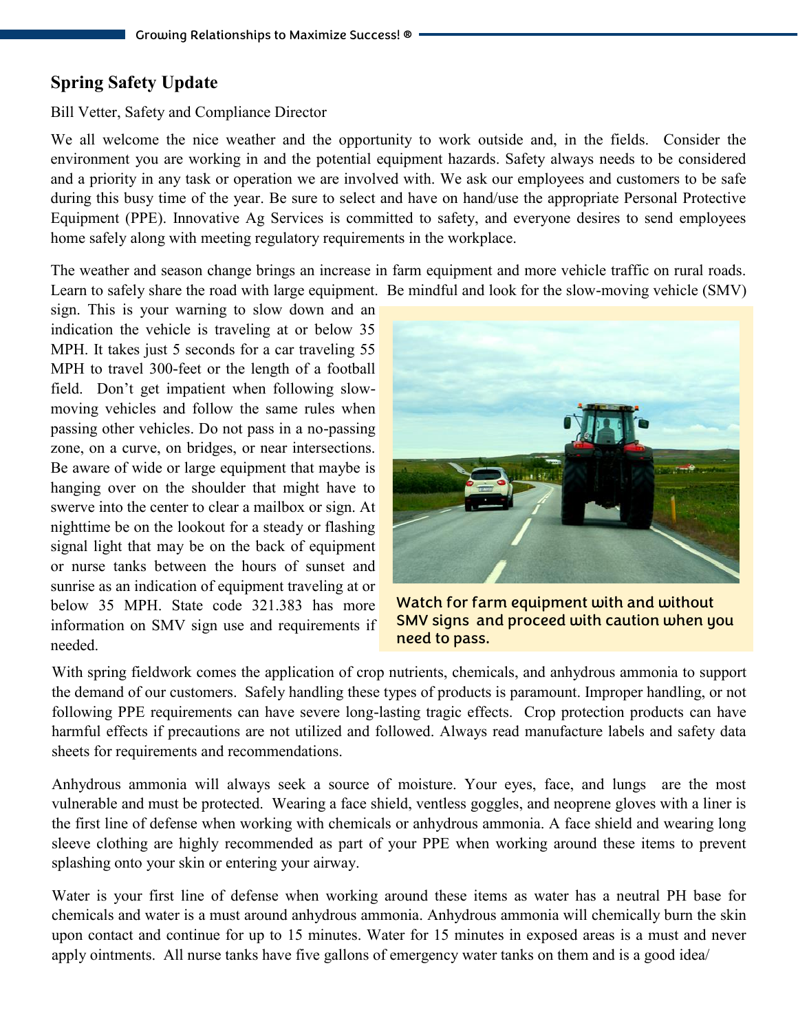## Spring Safety Update

Bill Vetter, Safety and Compliance Director

We all welcome the nice weather and the opportunity to work outside and, in the fields. Consider the environment you are working in and the potential equipment hazards. Safety always needs to be considered and a priority in any task or operation we are involved with. We ask our employees and customers to be safe during this busy time of the year. Be sure to select and have on hand/use the appropriate Personal Protective Equipment (PPE). Innovative Ag Services is committed to safety, and everyone desires to send employees home safely along with meeting regulatory requirements in the workplace.

The weather and season change brings an increase in farm equipment and more vehicle traffic on rural roads. Learn to safely share the road with large equipment. Be mindful and look for the slow-moving vehicle (SMV) sign. This is your warning to slow down and an indication the vehicle is traveling at or below 35 MPH. It takes just 5 seconds for a car traveling 55 MPH to travel 300-feet or the length of a football field. Don't get impatient when following slow-moving vehicles and follow the same rules when passing other vehicles. Do not pass in a no-passing zone, on a curve, on bridges, or near intersections. Be aware of wide or large equipment that maybe is hanging over on the shoulder that might have to swerve into the center to clear a mailbox or sign. At nighttime be on the lookout for a steady or flashing signal light that may be on the back of equipment or nurse tanks between the hours of sunset and sunrise as an indication of equipment traveling at or below 35 MPH. State code 321.383 has more information on SMV sign use and requirements if needed.

Watch for farm equipment with and without SMV signs and proceed with caution when you need to pass.

With spring fieldwork comes the application of crop nutrients, chemicals, and anhydrous ammonia to support the demand of our customers. Safely handling these types of products is paramount. Improper handling, or not following PPE requirements can have severe long-lasting tragic effects. Crop protection products can have harmful effects if precautions are not utilized and followed. Always read manufacture labels and safety data sheets for requirements and recommendations.

Anhydrous ammonia will always seek a source of moisture. Your eyes, face, and lungs are the most vulnerable and must be protected. Wearing a face shield, ventless goggles, and neoprene gloves with a liner is the first line of defense when working with chemicals or anhydrous ammonia. A face shield and wearing long sleeve clothing are highly recommended as part of your PPE when working around these items to prevent splashing onto your skin or entering your airway.

Water is your first line of defense when working around these items as water has a neutral PH base for chemicals and water is a must around anhydrous ammonia. Anhydrous ammonia will chemically burn the skin upon contact and continue for up to 15 minutes. Water for 15 minutes in exposed areas is a must and never apply ointments. All nurse tanks have five gallons of emergency water tanks on them and is a good idea/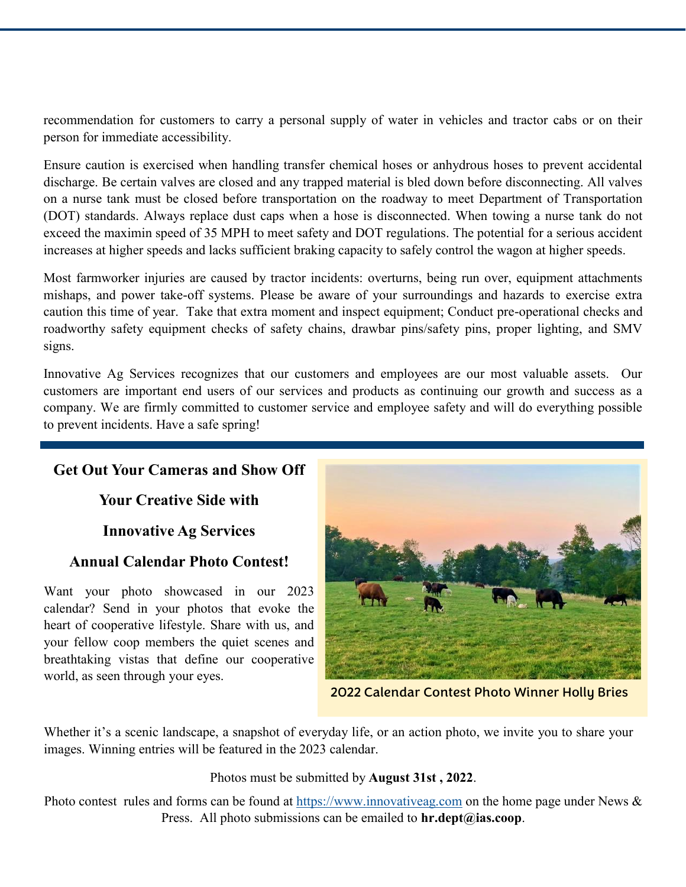recommendation for customers to carry a personal supply of water in vehicles and tractor cabs or on their person for immediate accessibility.

Ensure caution is exercised when handling transfer chemical hoses or anhydrous hoses to prevent accidental discharge. Be certain valves are closed and any trapped material is bled down before disconnecting. All valves on a nurse tank must be closed before transportation on the roadway to meet Department of Transportation (DOT) standards. Always replace dust caps when a hose is disconnected. When towing a nurse tank do not exceed the maximin speed of 35 MPH to meet safety and DOT regulations. The potential for a serious accident increases at higher speeds and lacks sufficient braking capacity to safely control the wagon at higher speeds.

Most farmworker injuries are caused by tractor incidents: overturns, being run over, equipment attachments mishaps, and power take-off systems. Please be aware of your surroundings and hazards to exercise extra caution this time of year.  Take that extra moment and inspect equipment; Conduct pre-operational checks and roadworthy safety equipment checks of safety chains, drawbar pins/safety pins, proper lighting, and SMV signs.

Innovative Ag Services recognizes that our customers and employees are our most valuable assets.  Our customers are important end users of our services and products as continuing our growth and success as a company. We are firmly committed to customer service and employee safety and will do everything possible to prevent incidents. Have a safe spring!

## Get Out Your Cameras and Show Off Your Creative Side with Innovative Ag Services Annual Calendar Photo Contest!

Want your photo showcased in our 2023 calendar? Send in your photos that evoke the heart of cooperative lifestyle. Share with us, and your fellow coop members the quiet scenes and breathtaking vistas that define our cooperative world, as seen through your eyes.

2022 Calendar Contest Photo Winner Holly Bries

Whether it's a scenic landscape, a snapshot of everyday life, or an action photo, we invite you to share your images. Winning entries will be featured in the 2023 calendar.

Photos must be submitted by **August 31st , 2022**.

Photo contest  rules and forms can be found at https://www.innovativeag.com on the home page under News & Press.  All photo submissions can be emailed to **hr.dept@ias.coop**.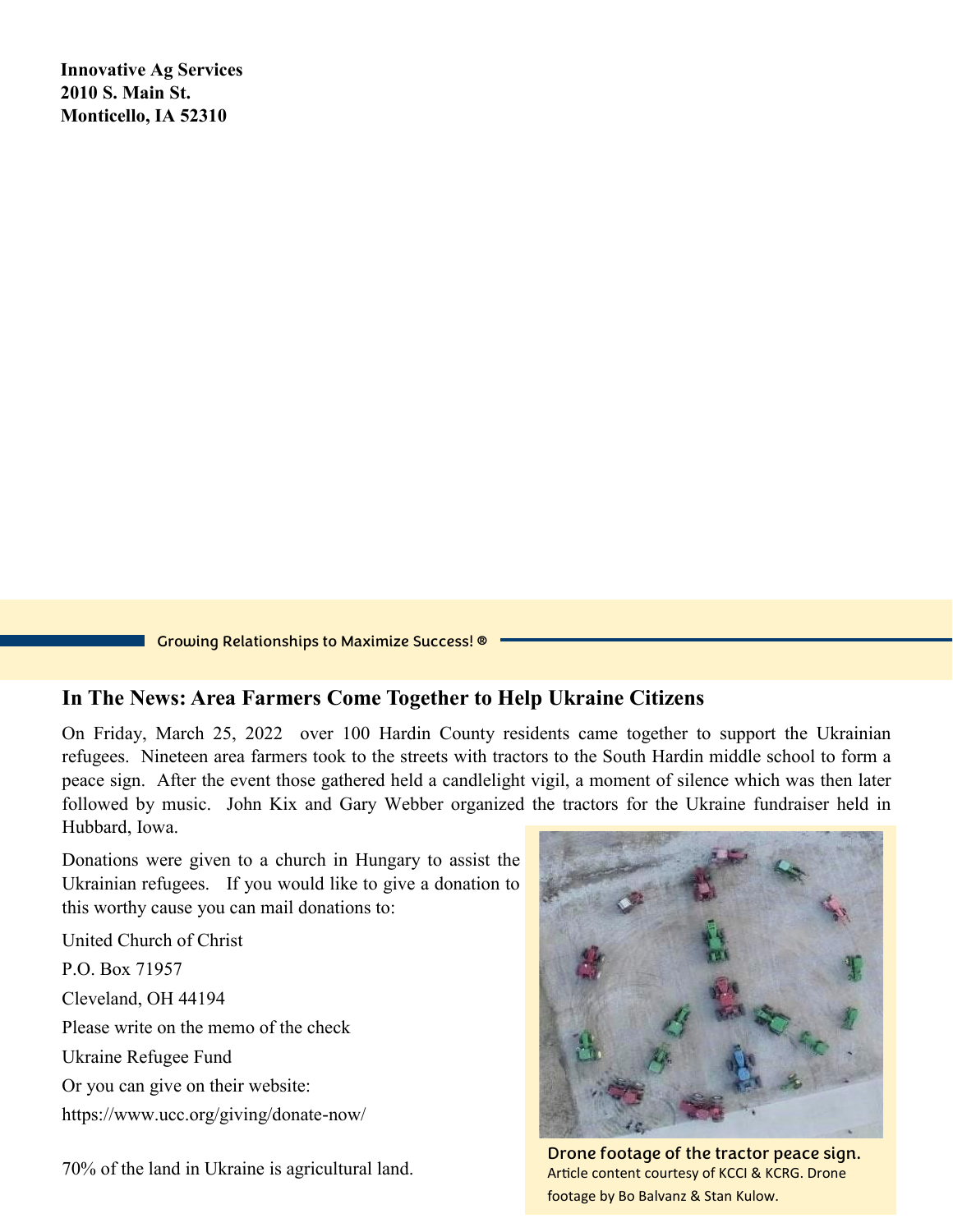**Innovative Ag Services**
**2010 S. Main St.**
**Monticello, IA 52310**

Growing Relationships to Maximize Success! ®

## In The News: Area Farmers Come Together to Help Ukraine Citizens

On Friday, March 25, 2022 over 100 Hardin County residents came together to support the Ukrainian refugees. Nineteen area farmers took to the streets with tractors to the South Hardin middle school to form a peace sign. After the event those gathered held a candlelight vigil, a moment of silence which was then later followed by music. John Kix and Gary Webber organized the tractors for the Ukraine fundraiser held in Hubbard, Iowa.

Donations were given to a church in Hungary to assist the Ukrainian refugees. If you would like to give a donation to this worthy cause you can mail donations to:

United Church of Christ

P.O. Box 71957

Cleveland, OH 44194

Please write on the memo of the check

Ukraine Refugee Fund

Or you can give on their website:

https://www.ucc.org/giving/donate-now/

70% of the land in Ukraine is agricultural land.

**Drone footage of the tractor peace sign.**
Article content courtesy of KCCI & KCRG. Drone footage by Bo Balvanz & Stan Kulow.